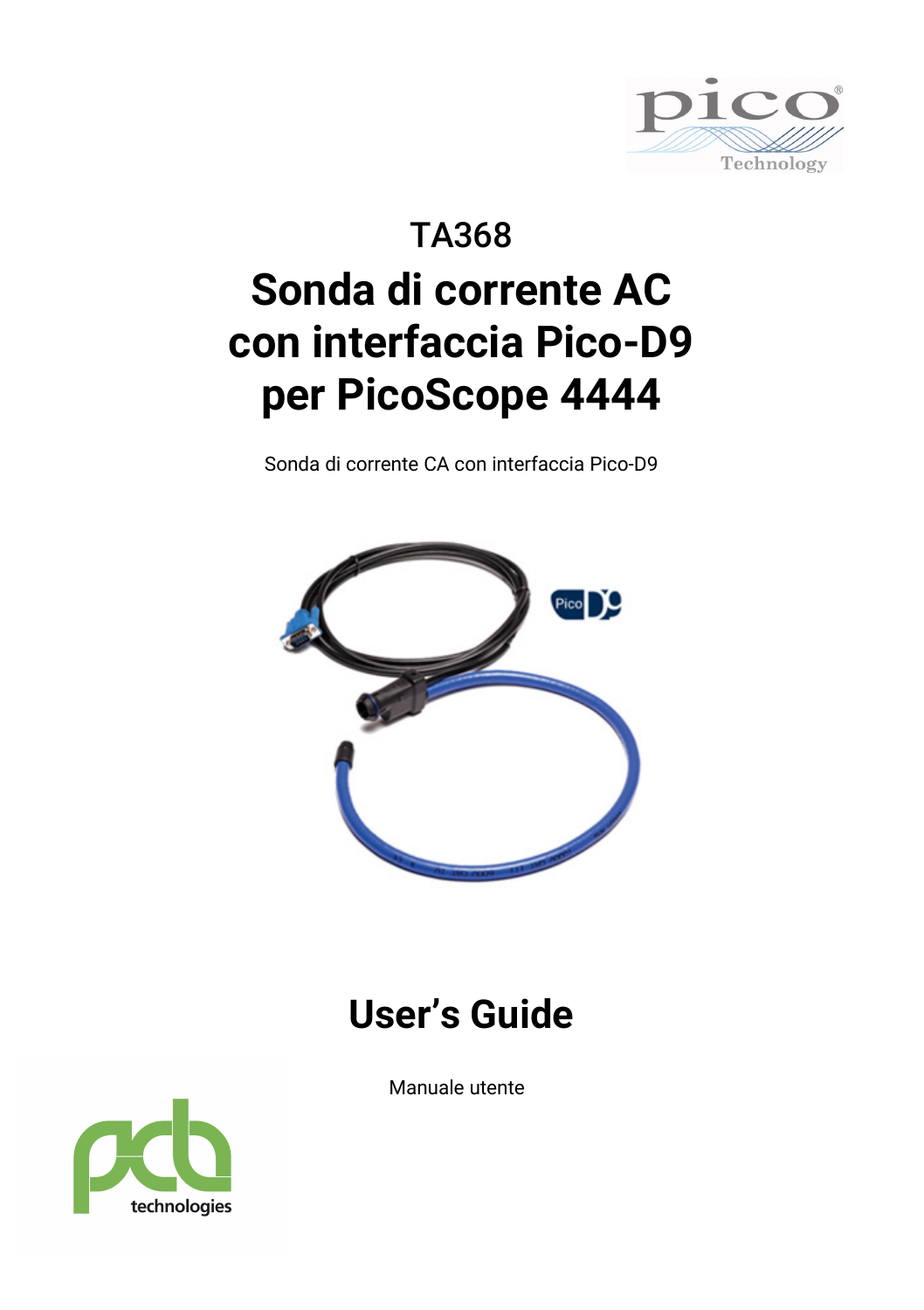TA368

# Sonda di corrente AC con interfaccia Pico-D9 per PicoScope 4444

Sonda di corrente CA con interfaccia Pico-D9

# User's Guide

Manuale utente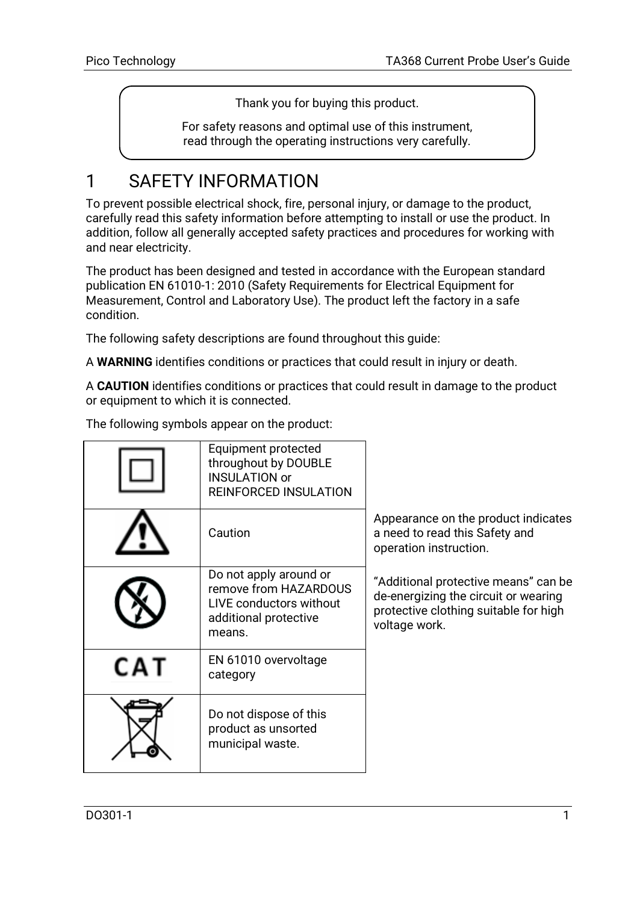Thank you for buying this product.

For safety reasons and optimal use of this instrument, read through the operating instructions very carefully.

# 1 SAFETY INFORMATION

To prevent possible electrical shock, fire, personal injury, or damage to the product, carefully read this safety information before attempting to install or use the product. In addition, follow all generally accepted safety practices and procedures for working with and near electricity.

The product has been designed and tested in accordance with the European standard publication EN 61010-1: 2010 (Safety Requirements for Electrical Equipment for Measurement, Control and Laboratory Use). The product left the factory in a safe condition.

The following safety descriptions are found throughout this guide:

A **WARNING** identifies conditions or practices that could result in injury or death.

A **CAUTION** identifies conditions or practices that could result in damage to the product or equipment to which it is connected.

The following symbols appear on the product:

| Symbol | Description |
| --- | --- |
| (double square) | Equipment protected throughout by DOUBLE INSULATION or REINFORCED INSULATION |
| (triangle with exclamation mark) | Caution |
| (crossed-out lightning symbol) | Do not apply around or remove from HAZARDOUS LIVE conductors without additional protective means. |
| CAT | EN 61010 overvoltage category |
| (crossed-out wheeled bin) | Do not dispose of this product as unsorted municipal waste. |

Appearance on the product indicates a need to read this Safety and operation instruction.

"Additional protective means" can be de-energizing the circuit or wearing protective clothing suitable for high voltage work.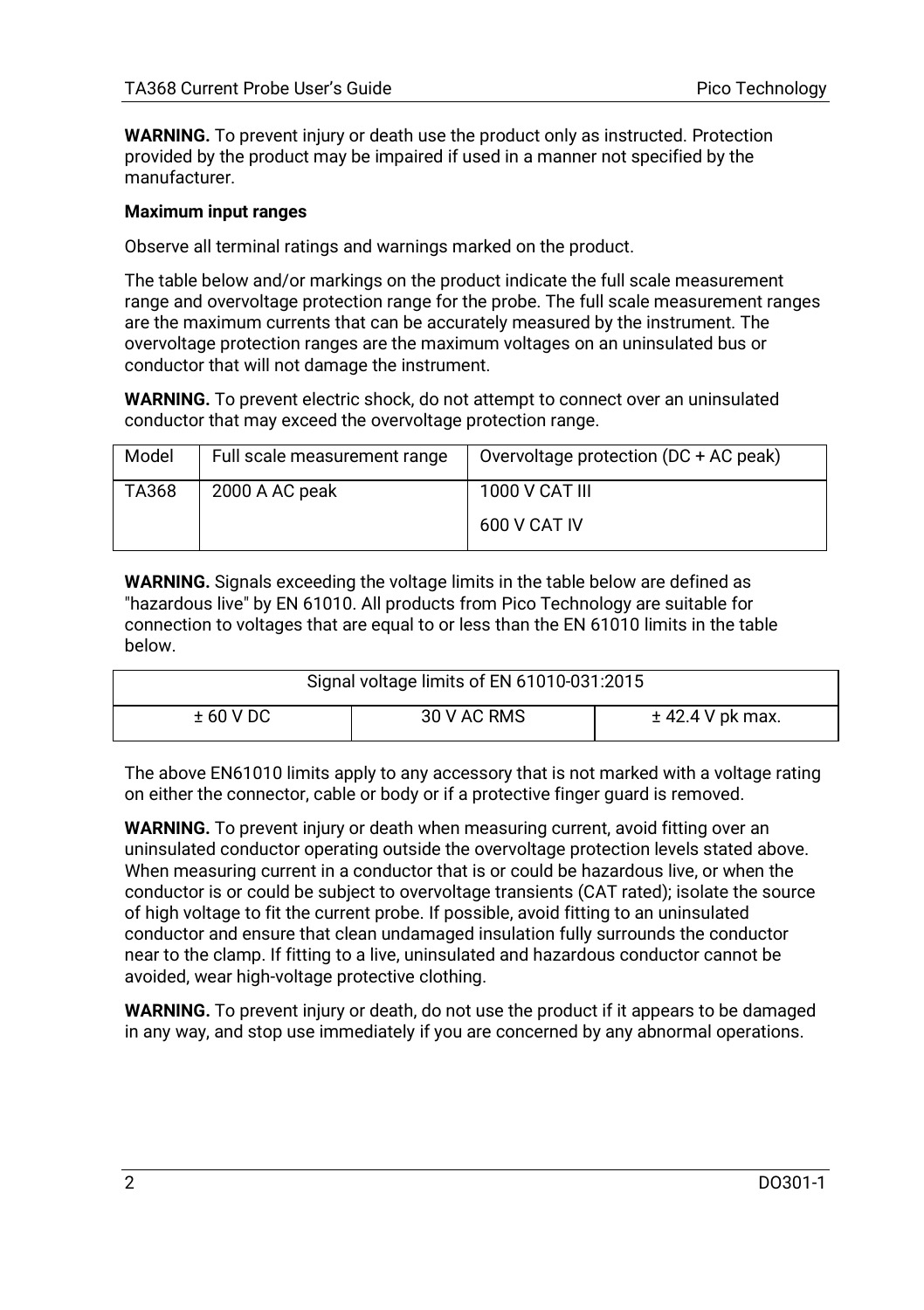**WARNING.** To prevent injury or death use the product only as instructed. Protection provided by the product may be impaired if used in a manner not specified by the manufacturer.

**Maximum input ranges**

Observe all terminal ratings and warnings marked on the product.

The table below and/or markings on the product indicate the full scale measurement range and overvoltage protection range for the probe. The full scale measurement ranges are the maximum currents that can be accurately measured by the instrument. The overvoltage protection ranges are the maximum voltages on an uninsulated bus or conductor that will not damage the instrument.

**WARNING.** To prevent electric shock, do not attempt to connect over an uninsulated conductor that may exceed the overvoltage protection range.

| Model | Full scale measurement range | Overvoltage protection (DC + AC peak) |
|---|---|---|
| TA368 | 2000 A AC peak | 1000 V CAT III<br>600 V CAT IV |

**WARNING.** Signals exceeding the voltage limits in the table below are defined as "hazardous live" by EN 61010. All products from Pico Technology are suitable for connection to voltages that are equal to or less than the EN 61010 limits in the table below.

| Signal voltage limits of EN 61010-031:2015 | | |
|---|---|---|
| ± 60 V DC | 30 V AC RMS | ± 42.4 V pk max. |

The above EN61010 limits apply to any accessory that is not marked with a voltage rating on either the connector, cable or body or if a protective finger guard is removed.

**WARNING.** To prevent injury or death when measuring current, avoid fitting over an uninsulated conductor operating outside the overvoltage protection levels stated above. When measuring current in a conductor that is or could be hazardous live, or when the conductor is or could be subject to overvoltage transients (CAT rated); isolate the source of high voltage to fit the current probe. If possible, avoid fitting to an uninsulated conductor and ensure that clean undamaged insulation fully surrounds the conductor near to the clamp. If fitting to a live, uninsulated and hazardous conductor cannot be avoided, wear high-voltage protective clothing.

**WARNING.** To prevent injury or death, do not use the product if it appears to be damaged in any way, and stop use immediately if you are concerned by any abnormal operations.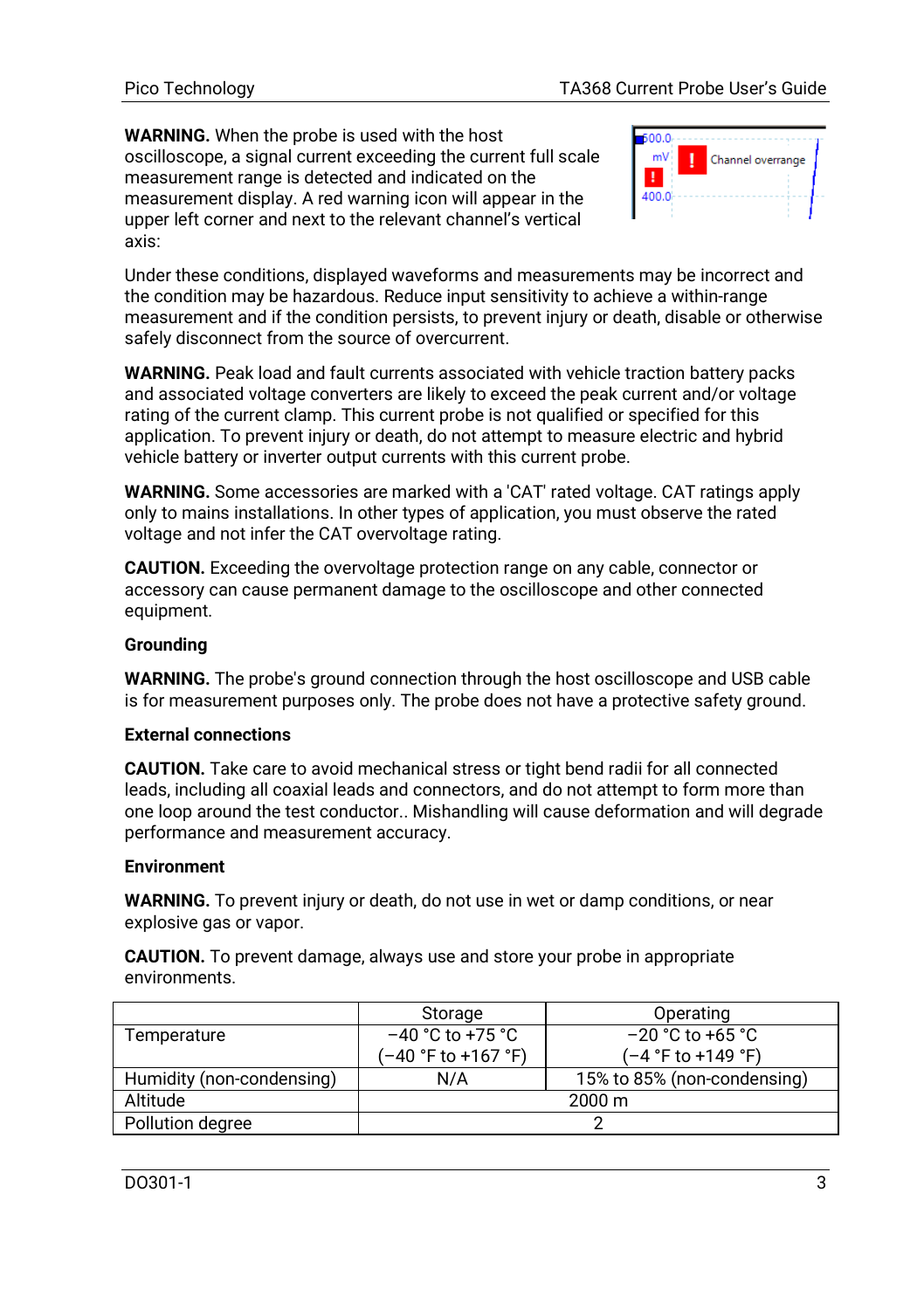**WARNING.** When the probe is used with the host oscilloscope, a signal current exceeding the current full scale measurement range is detected and indicated on the measurement display. A red warning icon will appear in the upper left corner and next to the relevant channel's vertical axis:

Under these conditions, displayed waveforms and measurements may be incorrect and the condition may be hazardous. Reduce input sensitivity to achieve a within-range measurement and if the condition persists, to prevent injury or death, disable or otherwise safely disconnect from the source of overcurrent.

**WARNING.** Peak load and fault currents associated with vehicle traction battery packs and associated voltage converters are likely to exceed the peak current and/or voltage rating of the current clamp. This current probe is not qualified or specified for this application. To prevent injury or death, do not attempt to measure electric and hybrid vehicle battery or inverter output currents with this current probe.

**WARNING.** Some accessories are marked with a 'CAT' rated voltage. CAT ratings apply only to mains installations. In other types of application, you must observe the rated voltage and not infer the CAT overvoltage rating.

**CAUTION.** Exceeding the overvoltage protection range on any cable, connector or accessory can cause permanent damage to the oscilloscope and other connected equipment.

**Grounding**

**WARNING.** The probe's ground connection through the host oscilloscope and USB cable is for measurement purposes only. The probe does not have a protective safety ground.

**External connections**

**CAUTION.** Take care to avoid mechanical stress or tight bend radii for all connected leads, including all coaxial leads and connectors, and do not attempt to form more than one loop around the test conductor.. Mishandling will cause deformation and will degrade performance and measurement accuracy.

**Environment**

**WARNING.** To prevent injury or death, do not use in wet or damp conditions, or near explosive gas or vapor.

**CAUTION.** To prevent damage, always use and store your probe in appropriate environments.

| | Storage | Operating |
|---|---|---|
| Temperature | −40 °C to +75 °C (−40 °F to +167 °F) | −20 °C to +65 °C (−4 °F to +149 °F) |
| Humidity (non-condensing) | N/A | 15% to 85% (non-condensing) |
| Altitude | 2000 m | |
| Pollution degree | 2 | |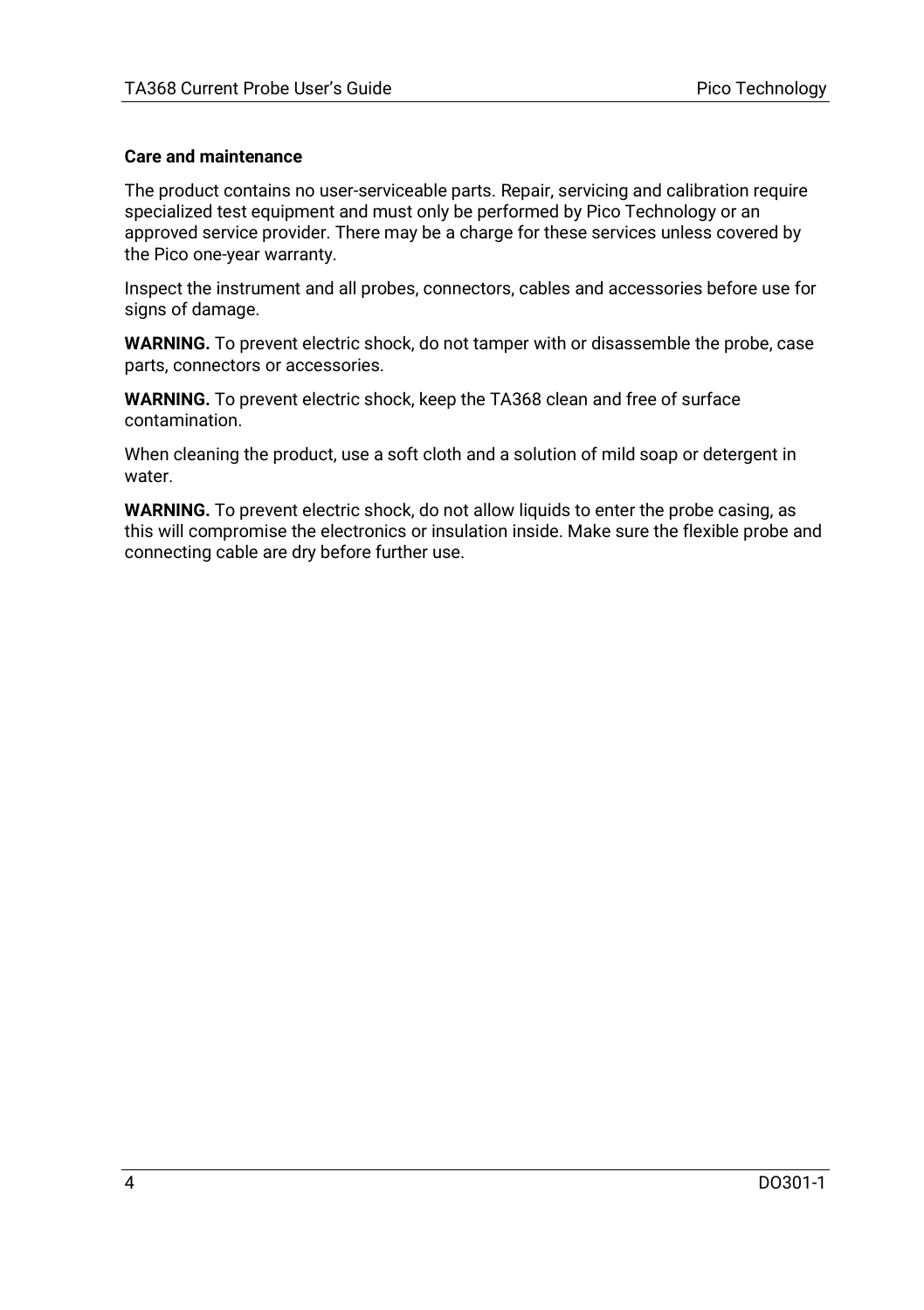**Care and maintenance**

The product contains no user-serviceable parts. Repair, servicing and calibration require specialized test equipment and must only be performed by Pico Technology or an approved service provider. There may be a charge for these services unless covered by the Pico one-year warranty.

Inspect the instrument and all probes, connectors, cables and accessories before use for signs of damage.

**WARNING.** To prevent electric shock, do not tamper with or disassemble the probe, case parts, connectors or accessories.

**WARNING.** To prevent electric shock, keep the TA368 clean and free of surface contamination.

When cleaning the product, use a soft cloth and a solution of mild soap or detergent in water.

**WARNING.** To prevent electric shock, do not allow liquids to enter the probe casing, as this will compromise the electronics or insulation inside. Make sure the flexible probe and connecting cable are dry before further use.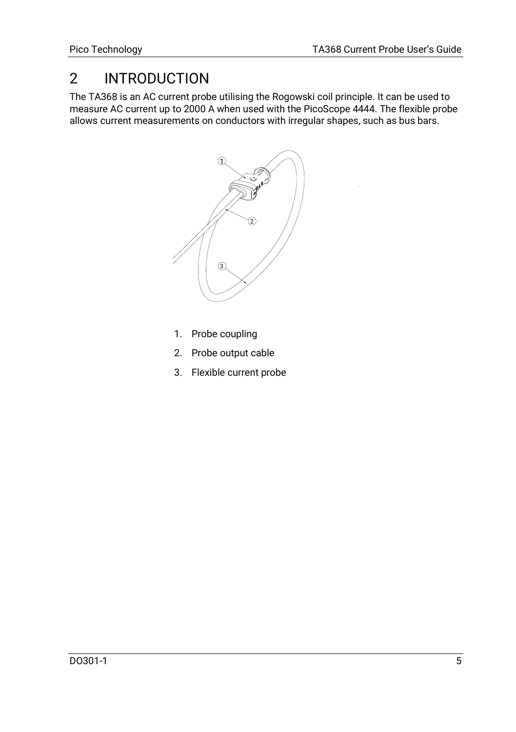# 2 INTRODUCTION

The TA368 is an AC current probe utilising the Rogowski coil principle. It can be used to measure AC current up to 2000 A when used with the PicoScope 4444. The flexible probe allows current measurements on conductors with irregular shapes, such as bus bars.

1. Probe coupling
2. Probe output cable
3. Flexible current probe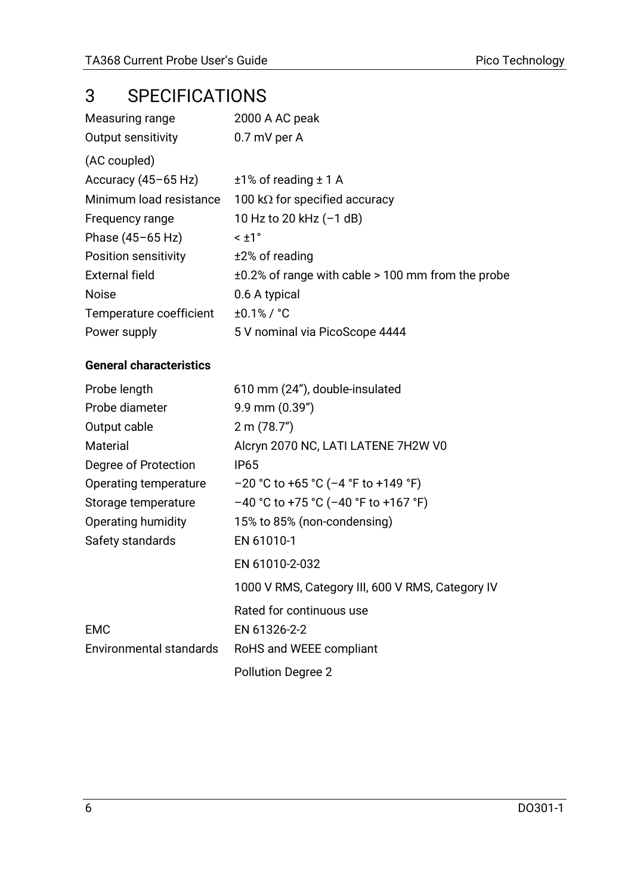# 3 SPECIFICATIONS

| | |
|---|---|
| Measuring range | 2000 A AC peak |
| Output sensitivity | 0.7 mV per A |
| (AC coupled) | |
| Accuracy (45–65 Hz) | ±1% of reading ± 1 A |
| Minimum load resistance | 100 kΩ for specified accuracy |
| Frequency range | 10 Hz to 20 kHz (–1 dB) |
| Phase (45–65 Hz) | < ±1° |
| Position sensitivity | ±2% of reading |
| External field | ±0.2% of range with cable > 100 mm from the probe |
| Noise | 0.6 A typical |
| Temperature coefficient | ±0.1% / °C |
| Power supply | 5 V nominal via PicoScope 4444 |

**General characteristics**

| | |
|---|---|
| Probe length | 610 mm (24”), double-insulated |
| Probe diameter | 9.9 mm (0.39”) |
| Output cable | 2 m (78.7”) |
| Material | Alcryn 2070 NC, LATI LATENE 7H2W V0 |
| Degree of Protection | IP65 |
| Operating temperature | –20 °C to +65 °C (–4 °F to +149 °F) |
| Storage temperature | –40 °C to +75 °C (–40 °F to +167 °F) |
| Operating humidity | 15% to 85% (non-condensing) |
| Safety standards | EN 61010-1 |
| | EN 61010-2-032 |
| | 1000 V RMS, Category III, 600 V RMS, Category IV |
| | Rated for continuous use |
| EMC | EN 61326-2-2 |
| Environmental standards | RoHS and WEEE compliant |
| | Pollution Degree 2 |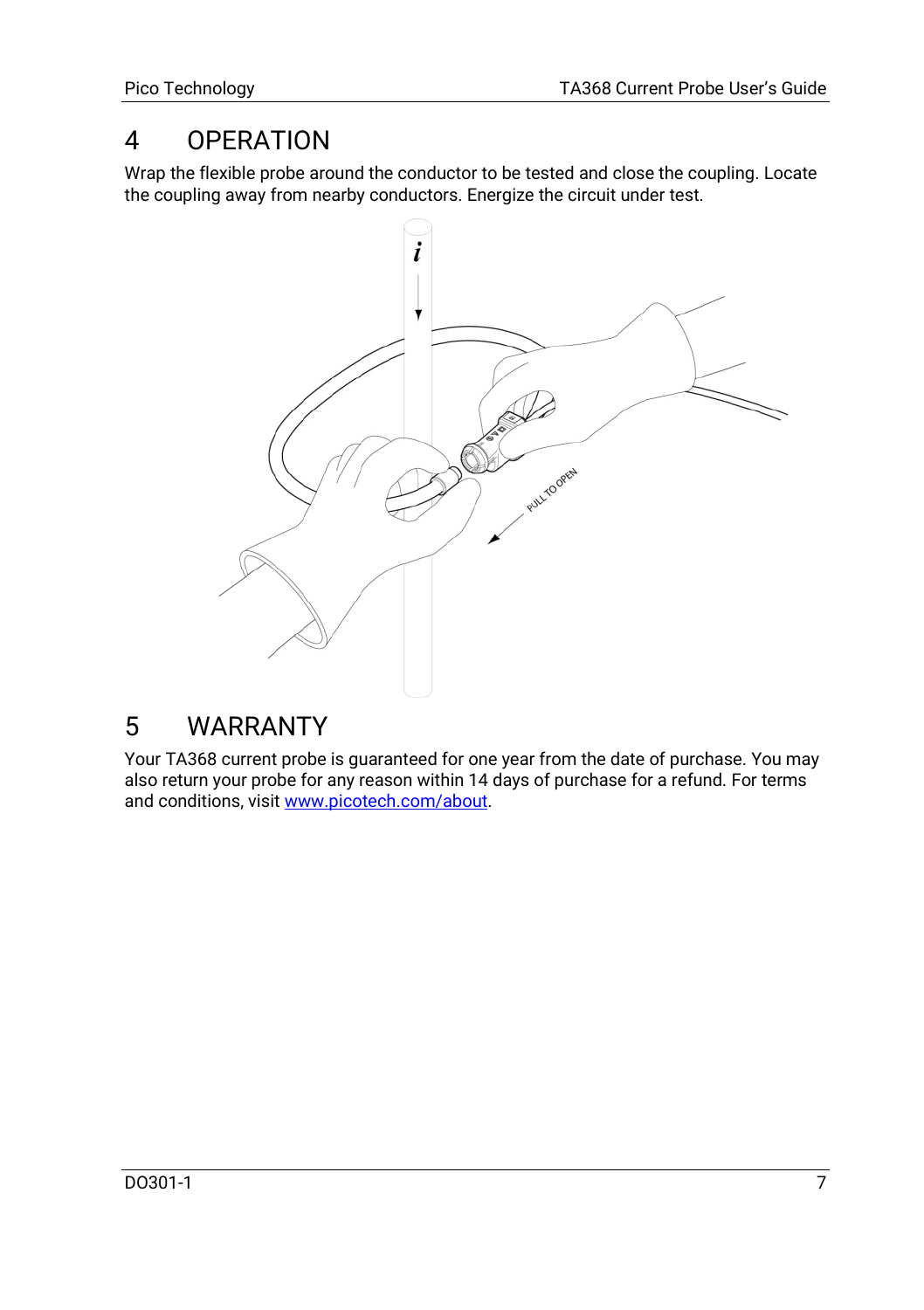# 4 OPERATION

Wrap the flexible probe around the conductor to be tested and close the coupling. Locate the coupling away from nearby conductors. Energize the circuit under test.

# 5 WARRANTY

Your TA368 current probe is guaranteed for one year from the date of purchase. You may also return your probe for any reason within 14 days of purchase for a refund. For terms and conditions, visit [www.picotech.com/about](http://www.picotech.com/about).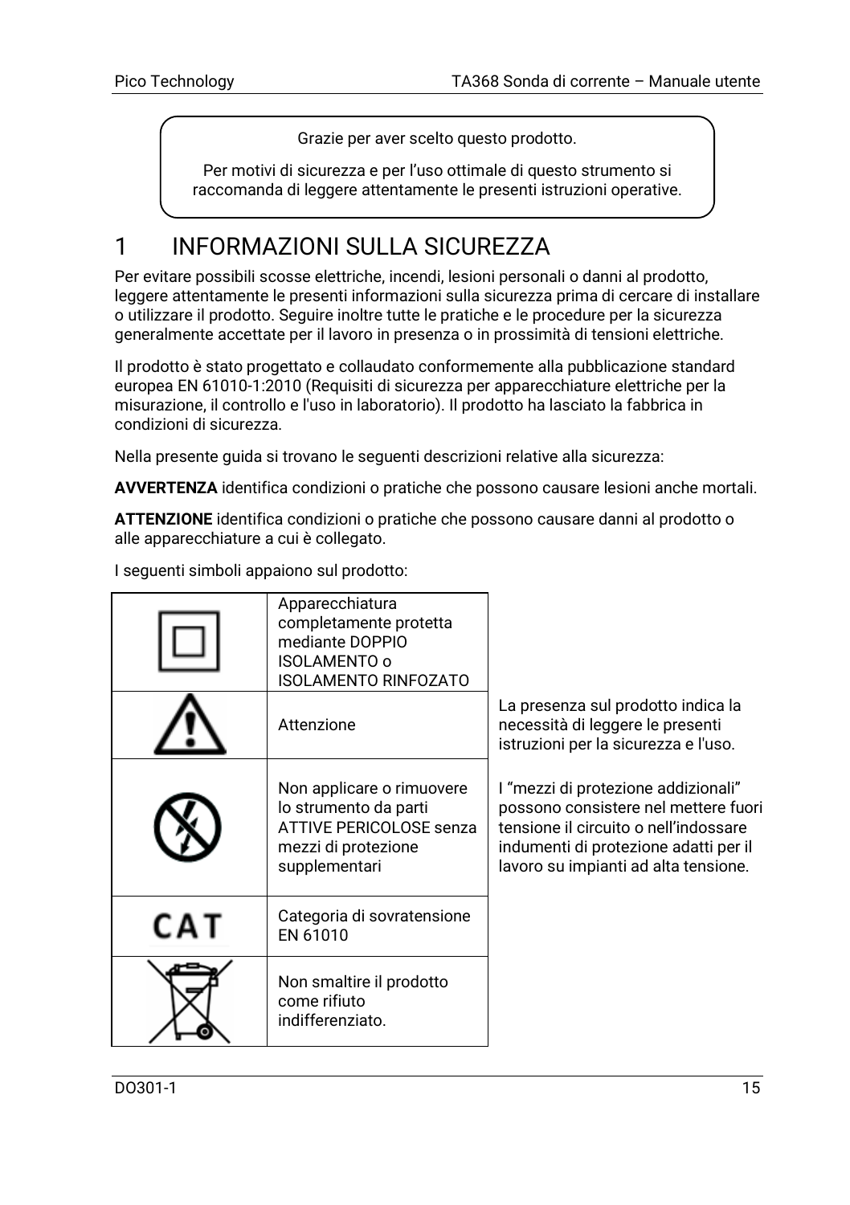Grazie per aver scelto questo prodotto.

Per motivi di sicurezza e per l'uso ottimale di questo strumento si raccomanda di leggere attentamente le presenti istruzioni operative.

# 1 INFORMAZIONI SULLA SICUREZZA

Per evitare possibili scosse elettriche, incendi, lesioni personali o danni al prodotto, leggere attentamente le presenti informazioni sulla sicurezza prima di cercare di installare o utilizzare il prodotto. Seguire inoltre tutte le pratiche e le procedure per la sicurezza generalmente accettate per il lavoro in presenza o in prossimità di tensioni elettriche.

Il prodotto è stato progettato e collaudato conformemente alla pubblicazione standard europea EN 61010-1:2010 (Requisiti di sicurezza per apparecchiature elettriche per la misurazione, il controllo e l'uso in laboratorio). Il prodotto ha lasciato la fabbrica in condizioni di sicurezza.

Nella presente guida si trovano le seguenti descrizioni relative alla sicurezza:

**AVVERTENZA** identifica condizioni o pratiche che possono causare lesioni anche mortali.

**ATTENZIONE** identifica condizioni o pratiche che possono causare danni al prodotto o alle apparecchiature a cui è collegato.

I seguenti simboli appaiono sul prodotto:

| Simbolo | Descrizione |
|---|---|
| | Apparecchiatura completamente protetta mediante DOPPIO ISOLAMENTO o ISOLAMENTO RINFOZATO |
| | Attenzione |
| | Non applicare o rimuovere lo strumento da parti ATTIVE PERICOLOSE senza mezzi di protezione supplementari |
| CAT | Categoria di sovratensione EN 61010 |
| | Non smaltire il prodotto come rifiuto indifferenziato. |

La presenza sul prodotto indica la necessità di leggere le presenti istruzioni per la sicurezza e l'uso.

I "mezzi di protezione addizionali" possono consistere nel mettere fuori tensione il circuito o nell'indossare indumenti di protezione adatti per il lavoro su impianti ad alta tensione.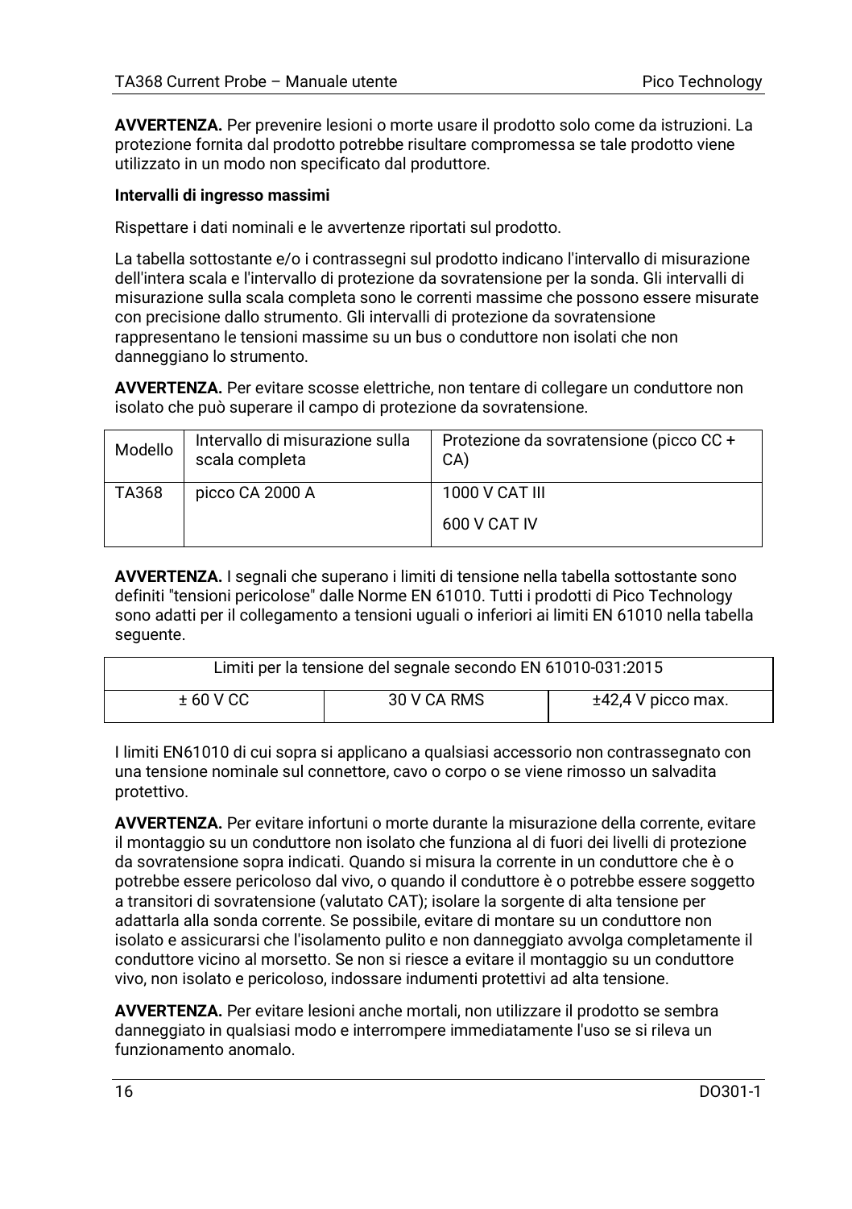**AVVERTENZA.** Per prevenire lesioni o morte usare il prodotto solo come da istruzioni. La protezione fornita dal prodotto potrebbe risultare compromessa se tale prodotto viene utilizzato in un modo non specificato dal produttore.

**Intervalli di ingresso massimi**

Rispettare i dati nominali e le avvertenze riportati sul prodotto.

La tabella sottostante e/o i contrassegni sul prodotto indicano l'intervallo di misurazione dell'intera scala e l'intervallo di protezione da sovratensione per la sonda. Gli intervalli di misurazione sulla scala completa sono le correnti massime che possono essere misurate con precisione dallo strumento. Gli intervalli di protezione da sovratensione rappresentano le tensioni massime su un bus o conduttore non isolati che non danneggiano lo strumento.

**AVVERTENZA.** Per evitare scosse elettriche, non tentare di collegare un conduttore non isolato che può superare il campo di protezione da sovratensione.

| Modello | Intervallo di misurazione sulla scala completa | Protezione da sovratensione (picco CC + CA) |
| --- | --- | --- |
| TA368 | picco CA 2000 A | 1000 V CAT III<br>600 V CAT IV |

**AVVERTENZA.** I segnali che superano i limiti di tensione nella tabella sottostante sono definiti "tensioni pericolose" dalle Norme EN 61010. Tutti i prodotti di Pico Technology sono adatti per il collegamento a tensioni uguali o inferiori ai limiti EN 61010 nella tabella seguente.

| Limiti per la tensione del segnale secondo EN 61010-031:2015 | | |
| --- | --- | --- |
| ± 60 V CC | 30 V CA RMS | ±42,4 V picco max. |

I limiti EN61010 di cui sopra si applicano a qualsiasi accessorio non contrassegnato con una tensione nominale sul connettore, cavo o corpo o se viene rimosso un salvadita protettivo.

**AVVERTENZA.** Per evitare infortuni o morte durante la misurazione della corrente, evitare il montaggio su un conduttore non isolato che funziona al di fuori dei livelli di protezione da sovratensione sopra indicati. Quando si misura la corrente in un conduttore che è o potrebbe essere pericoloso dal vivo, o quando il conduttore è o potrebbe essere soggetto a transitori di sovratensione (valutato CAT); isolare la sorgente di alta tensione per adattarla alla sonda corrente. Se possibile, evitare di montare su un conduttore non isolato e assicurarsi che l'isolamento pulito e non danneggiato avvolga completamente il conduttore vicino al morsetto. Se non si riesce a evitare il montaggio su un conduttore vivo, non isolato e pericoloso, indossare indumenti protettivi ad alta tensione.

**AVVERTENZA.** Per evitare lesioni anche mortali, non utilizzare il prodotto se sembra danneggiato in qualsiasi modo e interrompere immediatamente l'uso se si rileva un funzionamento anomalo.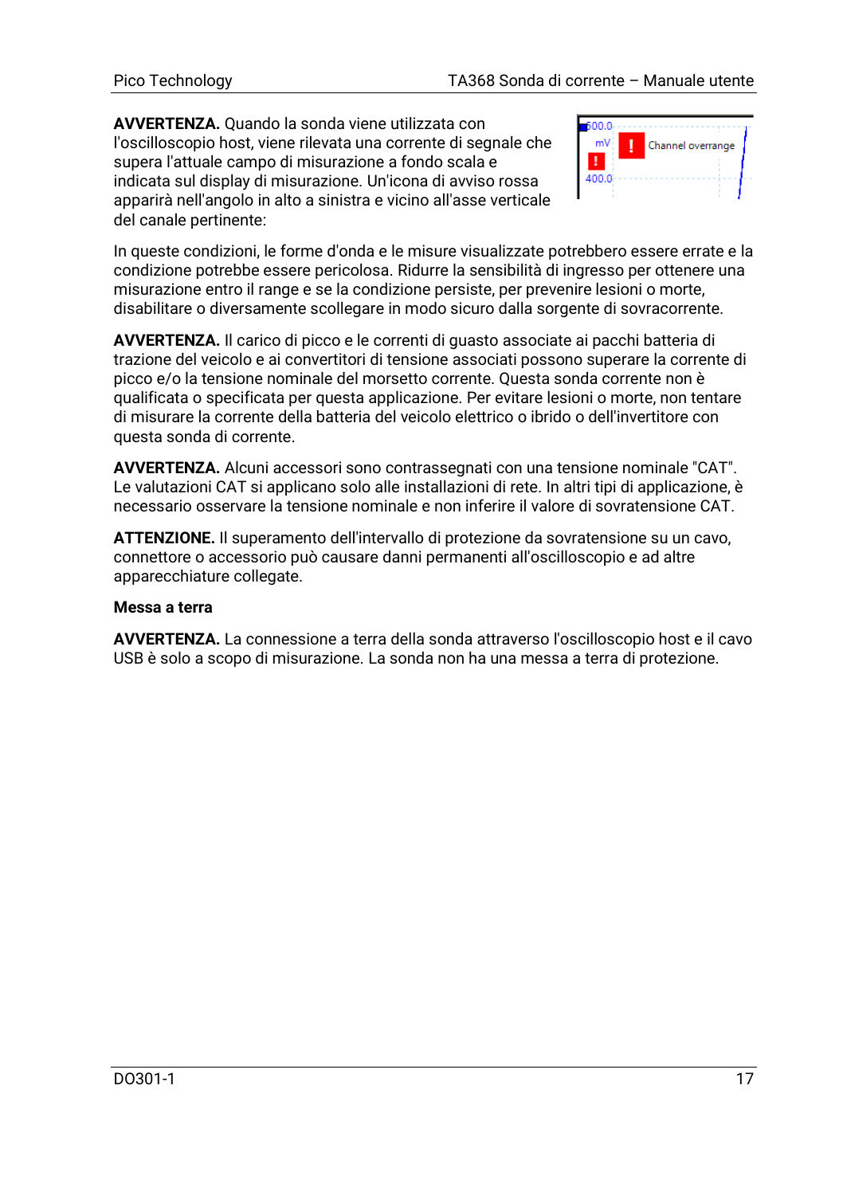**AVVERTENZA.** Quando la sonda viene utilizzata con l'oscilloscopio host, viene rilevata una corrente di segnale che supera l'attuale campo di misurazione a fondo scala e indicata sul display di misurazione. Un'icona di avviso rossa apparirà nell'angolo in alto a sinistra e vicino all'asse verticale del canale pertinente:

In queste condizioni, le forme d'onda e le misure visualizzate potrebbero essere errate e la condizione potrebbe essere pericolosa. Ridurre la sensibilità di ingresso per ottenere una misurazione entro il range e se la condizione persiste, per prevenire lesioni o morte, disabilitare o diversamente scollegare in modo sicuro dalla sorgente di sovracorrente.

**AVVERTENZA.** Il carico di picco e le correnti di guasto associate ai pacchi batteria di trazione del veicolo e ai convertitori di tensione associati possono superare la corrente di picco e/o la tensione nominale del morsetto corrente. Questa sonda corrente non è qualificata o specificata per questa applicazione. Per evitare lesioni o morte, non tentare di misurare la corrente della batteria del veicolo elettrico o ibrido o dell'invertitore con questa sonda di corrente.

**AVVERTENZA.** Alcuni accessori sono contrassegnati con una tensione nominale "CAT". Le valutazioni CAT si applicano solo alle installazioni di rete. In altri tipi di applicazione, è necessario osservare la tensione nominale e non inferire il valore di sovratensione CAT.

**ATTENZIONE.** Il superamento dell'intervallo di protezione da sovratensione su un cavo, connettore o accessorio può causare danni permanenti all'oscilloscopio e ad altre apparecchiature collegate.

**Messa a terra**

**AVVERTENZA.** La connessione a terra della sonda attraverso l'oscilloscopio host e il cavo USB è solo a scopo di misurazione. La sonda non ha una messa a terra di protezione.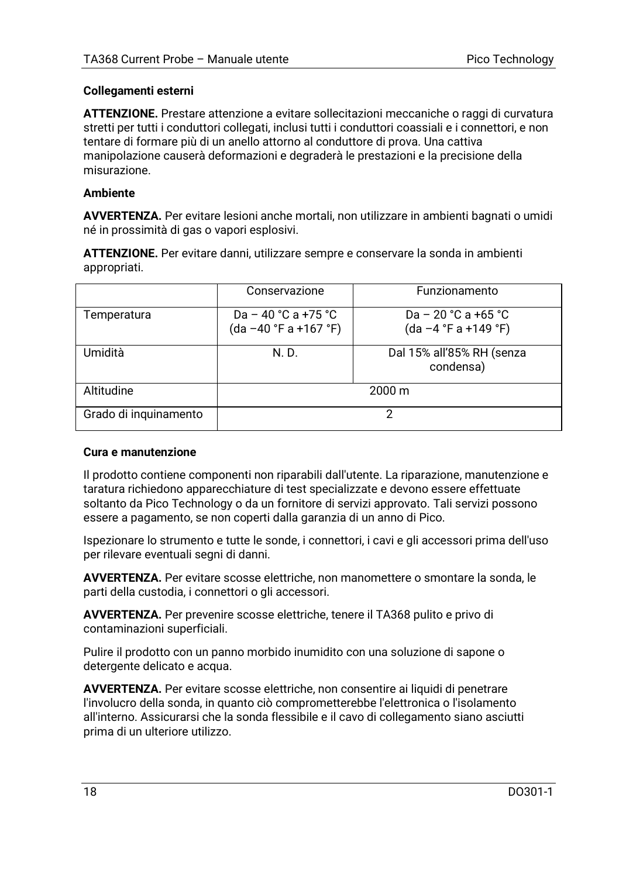### Collegamenti esterni

**ATTENZIONE.** Prestare attenzione a evitare sollecitazioni meccaniche o raggi di curvatura stretti per tutti i conduttori collegati, inclusi tutti i conduttori coassiali e i connettori, e non tentare di formare più di un anello attorno al conduttore di prova. Una cattiva manipolazione causerà deformazioni e degraderà le prestazioni e la precisione della misurazione.

### Ambiente

**AVVERTENZA.** Per evitare lesioni anche mortali, non utilizzare in ambienti bagnati o umidi né in prossimità di gas o vapori esplosivi.

**ATTENZIONE.** Per evitare danni, utilizzare sempre e conservare la sonda in ambienti appropriati.

| | Conservazione | Funzionamento |
|---|---|---|
| Temperatura | Da – 40 °C a +75 °C (da –40 °F a +167 °F) | Da – 20 °C a +65 °C (da –4 °F a +149 °F) |
| Umidità | N. D. | Dal 15% all'85% RH (senza condensa) |
| Altitudine | 2000 m | |
| Grado di inquinamento | 2 | |

### Cura e manutenzione

Il prodotto contiene componenti non riparabili dall'utente. La riparazione, manutenzione e taratura richiedono apparecchiature di test specializzate e devono essere effettuate soltanto da Pico Technology o da un fornitore di servizi approvato. Tali servizi possono essere a pagamento, se non coperti dalla garanzia di un anno di Pico.

Ispezionare lo strumento e tutte le sonde, i connettori, i cavi e gli accessori prima dell'uso per rilevare eventuali segni di danni.

**AVVERTENZA.** Per evitare scosse elettriche, non manomettere o smontare la sonda, le parti della custodia, i connettori o gli accessori.

**AVVERTENZA.** Per prevenire scosse elettriche, tenere il TA368 pulito e privo di contaminazioni superficiali.

Pulire il prodotto con un panno morbido inumidito con una soluzione di sapone o detergente delicato e acqua.

**AVVERTENZA.** Per evitare scosse elettriche, non consentire ai liquidi di penetrare l'involucro della sonda, in quanto ciò comprometterebbe l'elettronica o l'isolamento all'interno. Assicurarsi che la sonda flessibile e il cavo di collegamento siano asciutti prima di un ulteriore utilizzo.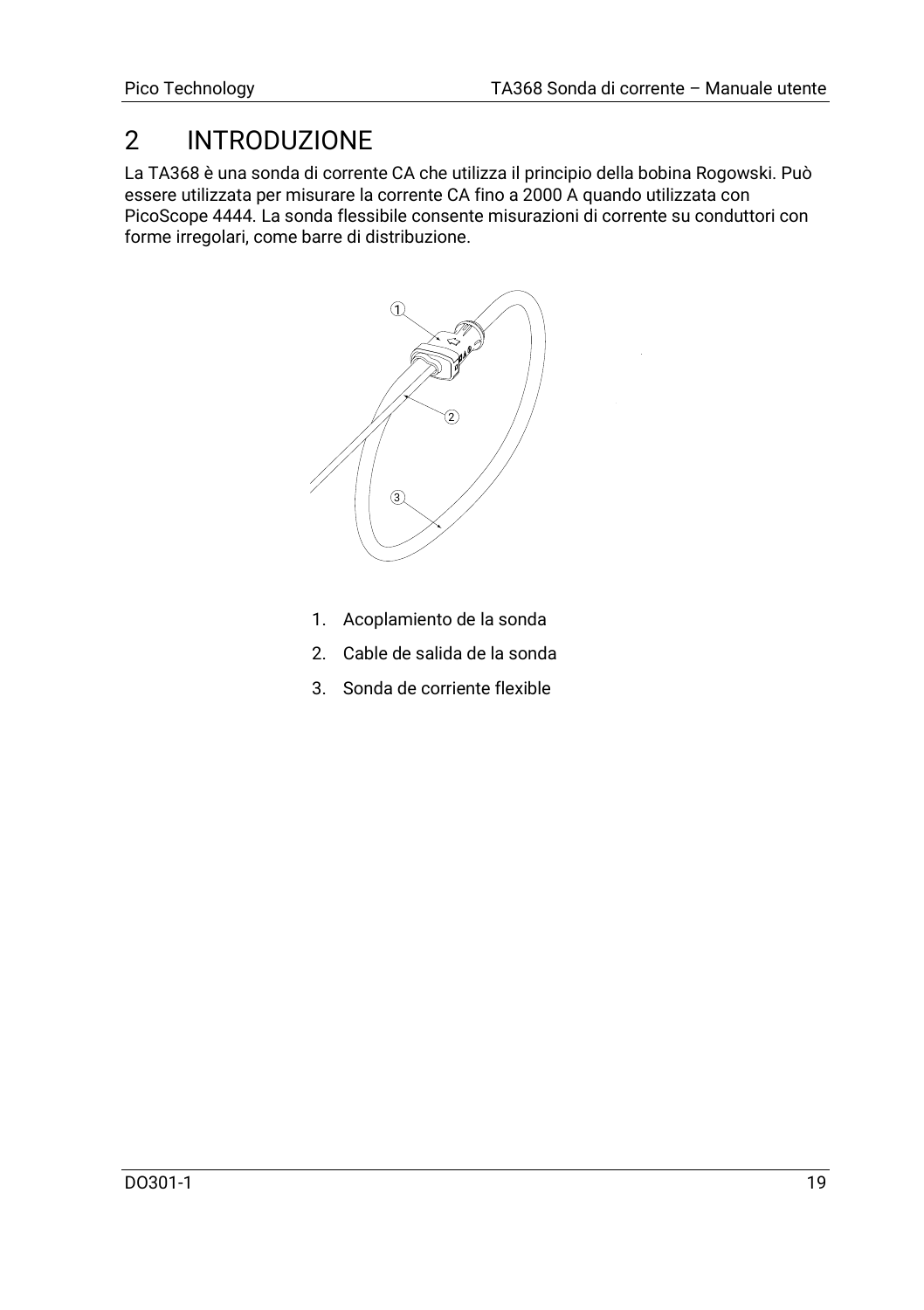# 2 INTRODUZIONE

La TA368 è una sonda di corrente CA che utilizza il principio della bobina Rogowski. Può essere utilizzata per misurare la corrente CA fino a 2000 A quando utilizzata con PicoScope 4444. La sonda flessibile consente misurazioni di corrente su conduttori con forme irregolari, come barre di distribuzione.

1. Acoplamiento de la sonda
2. Cable de salida de la sonda
3. Sonda de corriente flexible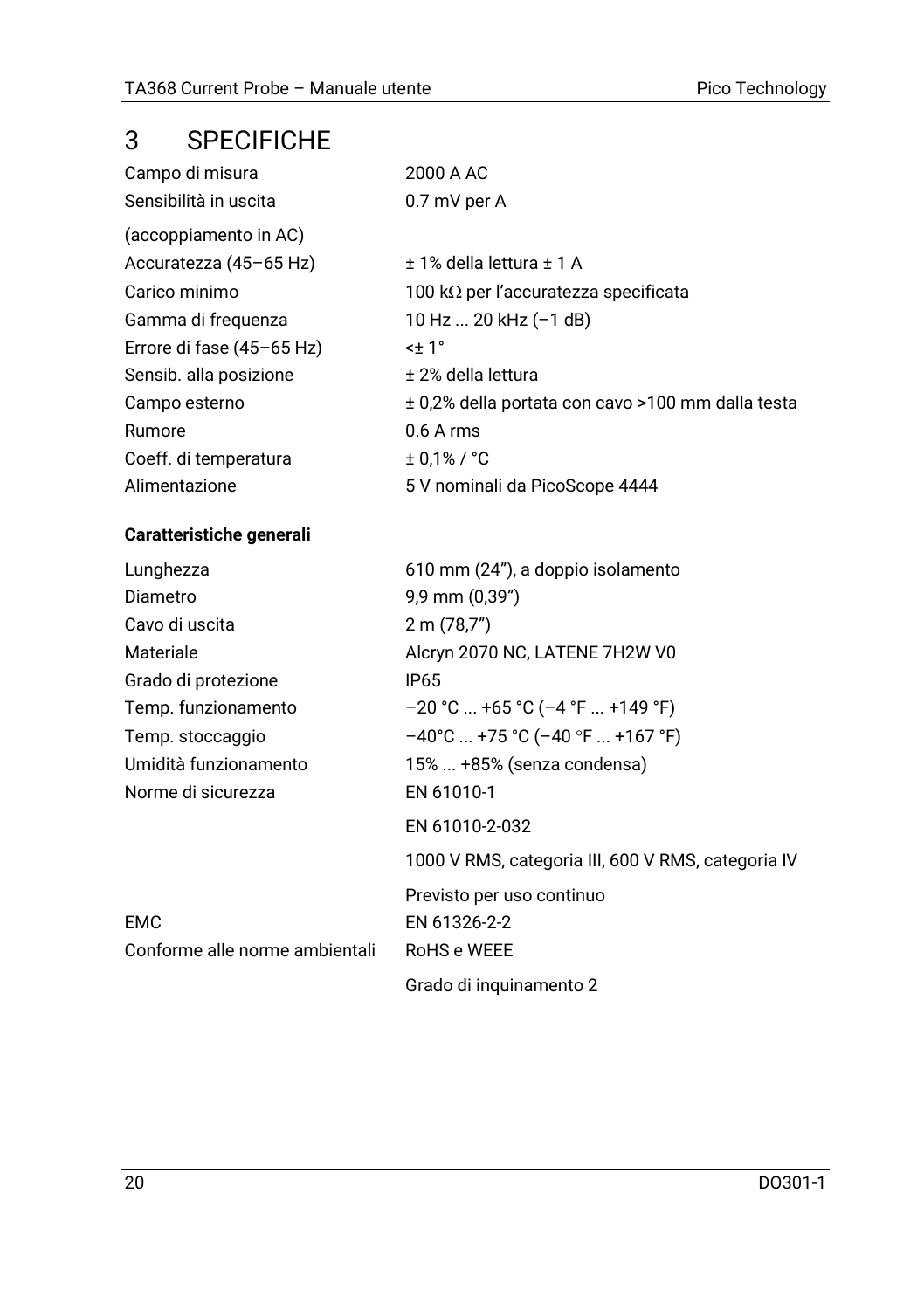# 3 SPECIFICHE

| | |
|---|---|
| Campo di misura | 2000 A AC |
| Sensibilità in uscita | 0.7 mV per A |
| (accoppiamento in AC) | |
| Accuratezza (45–65 Hz) | ± 1% della lettura ± 1 A |
| Carico minimo | 100 kΩ per l'accuratezza specificata |
| Gamma di frequenza | 10 Hz ... 20 kHz (–1 dB) |
| Errore di fase (45–65 Hz) | <± 1° |
| Sensib. alla posizione | ± 2% della lettura |
| Campo esterno | ± 0,2% della portata con cavo >100 mm dalla testa |
| Rumore | 0.6 A rms |
| Coeff. di temperatura | ± 0,1% / °C |
| Alimentazione | 5 V nominali da PicoScope 4444 |

**Caratteristiche generali**

| | |
|---|---|
| Lunghezza | 610 mm (24”), a doppio isolamento |
| Diametro | 9,9 mm (0,39”) |
| Cavo di uscita | 2 m (78,7”) |
| Materiale | Alcryn 2070 NC, LATENE 7H2W V0 |
| Grado di protezione | IP65 |
| Temp. funzionamento | –20 °C ... +65 °C (–4 °F ... +149 °F) |
| Temp. stoccaggio | –40°C ... +75 °C (–40 °F ... +167 °F) |
| Umidità funzionamento | 15% ... +85% (senza condensa) |
| Norme di sicurezza | EN 61010-1 |
| | EN 61010-2-032 |
| | 1000 V RMS, categoria III, 600 V RMS, categoria IV |
| | Previsto per uso continuo |
| EMC | EN 61326-2-2 |
| Conforme alle norme ambientali | RoHS e WEEE |
| | Grado di inquinamento 2 |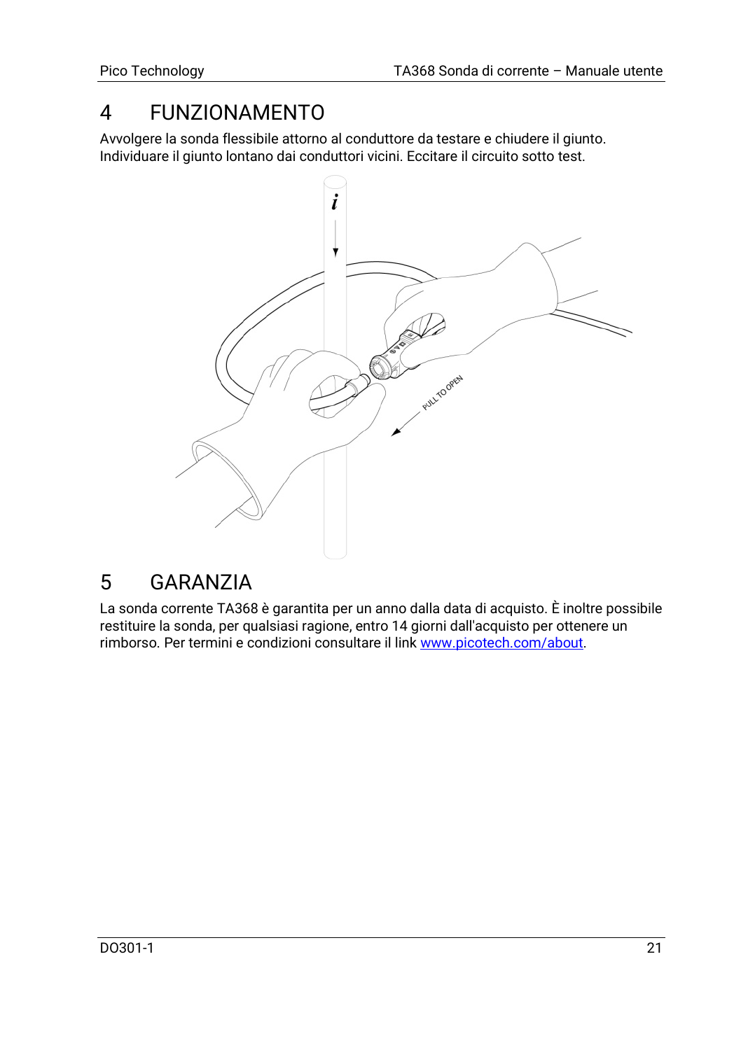# 4 FUNZIONAMENTO

Avvolgere la sonda flessibile attorno al conduttore da testare e chiudere il giunto. Individuare il giunto lontano dai conduttori vicini. Eccitare il circuito sotto test.

# 5 GARANZIA

La sonda corrente TA368 è garantita per un anno dalla data di acquisto. È inoltre possibile restituire la sonda, per qualsiasi ragione, entro 14 giorni dall'acquisto per ottenere un rimborso. Per termini e condizioni consultare il link [www.picotech.com/about](http://www.picotech.com/about).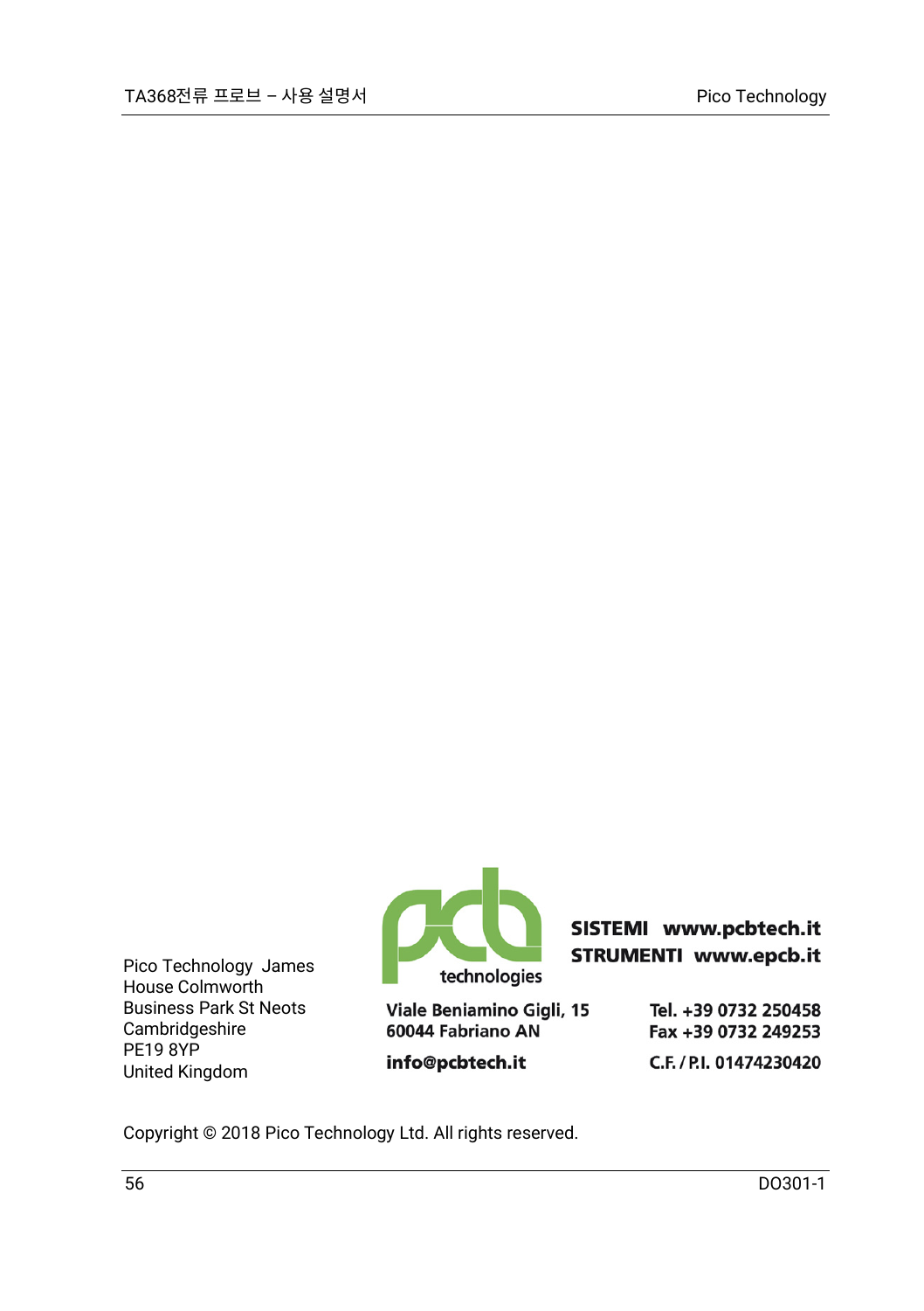Pico Technology James
House Colmworth
Business Park St Neots
Cambridgeshire
PE19 8YP
United Kingdom

technologies

**SISTEMI www.pcbtech.it**
**STRUMENTI www.epcb.it**

**Viale Beniamino Gigli, 15**
**60044 Fabriano AN**

**info@pcbtech.it**

**Tel. +39 0732 250458**
**Fax +39 0732 249253**

**C.F. / P.I. 01474230420**

Copyright © 2018 Pico Technology Ltd. All rights reserved.

DO301-1